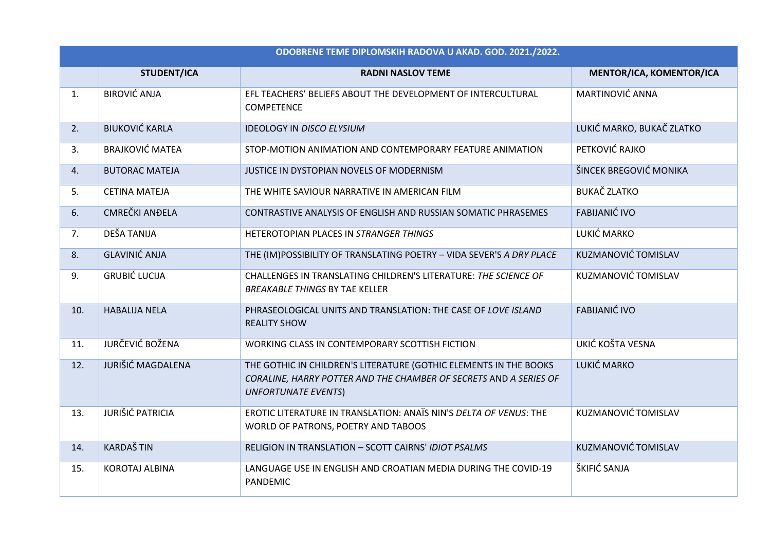| ODOBRENE TEME DIPLOMSKIH RADOVA U AKAD. GOD. 2021./2022. | | | |
|---|---|---|---|
| | **STUDENT/ICA** | **RADNI NASLOV TEME** | **MENTOR/ICA, KOMENTOR/ICA** |
| 1. | BIROVIĆ ANJA | EFL TEACHERS' BELIEFS ABOUT THE DEVELOPMENT OF INTERCULTURAL COMPETENCE | MARTINOVIĆ ANNA |
| 2. | BIUKOVIĆ KARLA | IDEOLOGY IN *DISCO ELYSIUM* | LUKIĆ MARKO, BUKAČ ZLATKO |
| 3. | BRAJKOVIĆ MATEA | STOP-MOTION ANIMATION AND CONTEMPORARY FEATURE ANIMATION | PETKOVIĆ RAJKO |
| 4. | BUTORAC MATEJA | JUSTICE IN DYSTOPIAN NOVELS OF MODERNISM | ŠINCEK BREGOVIĆ MONIKA |
| 5. | CETINA MATEJA | THE WHITE SAVIOUR NARRATIVE IN AMERICAN FILM | BUKAČ ZLATKO |
| 6. | CMREČKI ANĐELA | CONTRASTIVE ANALYSIS OF ENGLISH AND RUSSIAN SOMATIC PHRASEMES | FABIJANIĆ IVO |
| 7. | DEŠA TANIJA | HETEROTOPIAN PLACES IN *STRANGER THINGS* | LUKIĆ MARKO |
| 8. | GLAVINIĆ ANJA | THE (IM)POSSIBILITY OF TRANSLATING POETRY – VIDA SEVER'S *A DRY PLACE* | KUZMANOVIĆ TOMISLAV |
| 9. | GRUBIĆ LUCIJA | CHALLENGES IN TRANSLATING CHILDREN'S LITERATURE: *THE SCIENCE OF BREAKABLE THINGS* BY TAE KELLER | KUZMANOVIĆ TOMISLAV |
| 10. | HABALIJA NELA | PHRASEOLOGICAL UNITS AND TRANSLATION: THE CASE OF *LOVE ISLAND* REALITY SHOW | FABIJANIĆ IVO |
| 11. | JURČEVIĆ BOŽENA | WORKING CLASS IN CONTEMPORARY SCOTTISH FICTION | UKIĆ KOŠTA VESNA |
| 12. | JURIŠIĆ MAGDALENA | THE GOTHIC IN CHILDREN'S LITERATURE (GOTHIC ELEMENTS IN THE BOOKS *CORALINE, HARRY POTTER AND THE CHAMBER OF SECRETS* AND *A SERIES OF UNFORTUNATE EVENTS*) | LUKIĆ MARKO |
| 13. | JURIŠIĆ PATRICIA | EROTIC LITERATURE IN TRANSLATION: ANAÏS NIN'S *DELTA OF VENUS*: THE WORLD OF PATRONS, POETRY AND TABOOS | KUZMANOVIĆ TOMISLAV |
| 14. | KARDAŠ TIN | RELIGION IN TRANSLATION – SCOTT CAIRNS' *IDIOT PSALMS* | KUZMANOVIĆ TOMISLAV |
| 15. | KOROTAJ ALBINA | LANGUAGE USE IN ENGLISH AND CROATIAN MEDIA DURING THE COVID-19 PANDEMIC | ŠKIFIĆ SANJA |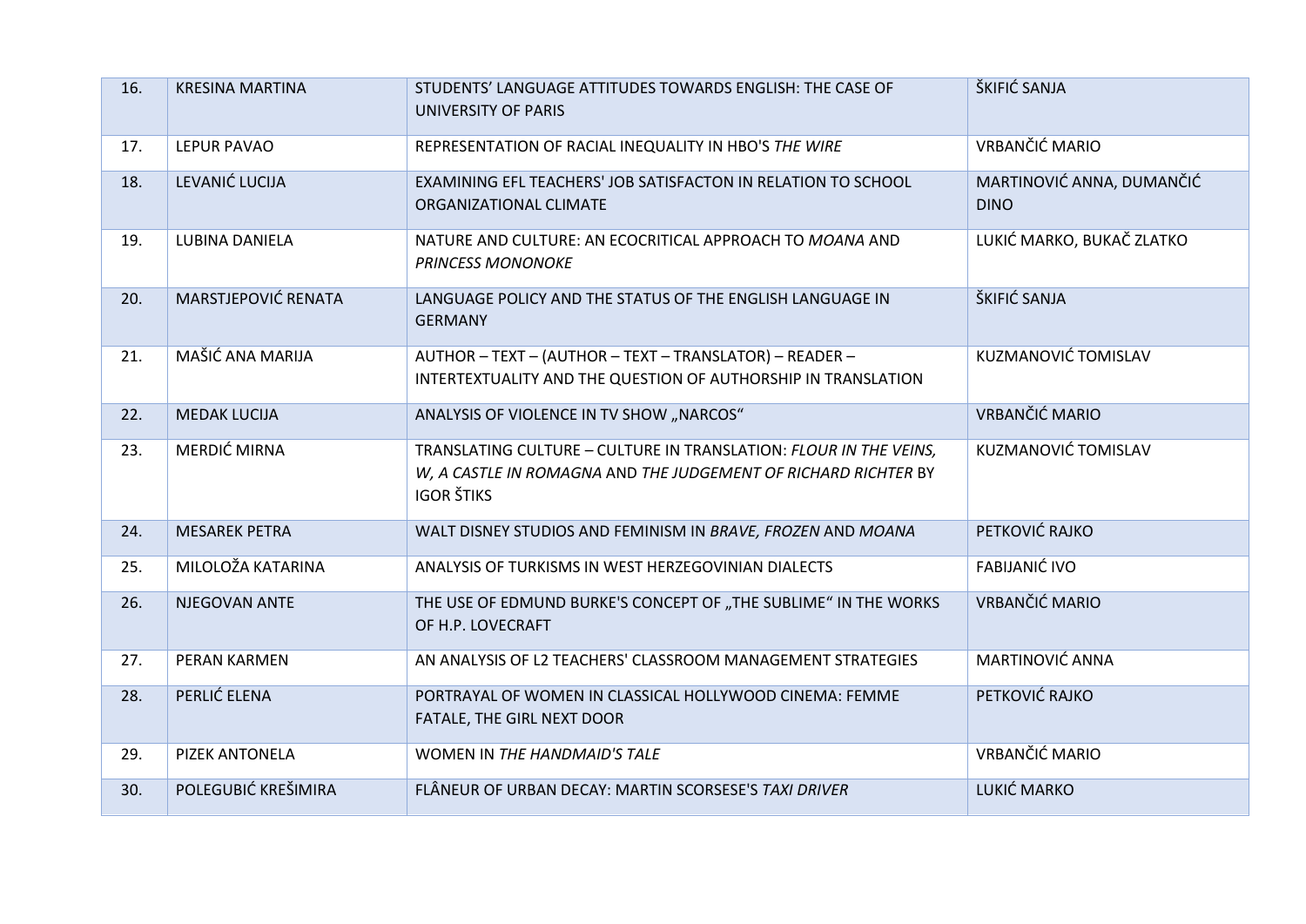| 16. | KRESINA MARTINA | STUDENTS' LANGUAGE ATTITUDES TOWARDS ENGLISH: THE CASE OF UNIVERSITY OF PARIS | ŠKIFIĆ SANJA |
|---|---|---|---|
| 17. | LEPUR PAVAO | REPRESENTATION OF RACIAL INEQUALITY IN HBO'S *THE WIRE* | VRBANČIĆ MARIO |
| 18. | LEVANIĆ LUCIJA | EXAMINING EFL TEACHERS' JOB SATISFACTON IN RELATION TO SCHOOL ORGANIZATIONAL CLIMATE | MARTINOVIĆ ANNA, DUMANČIĆ DINO |
| 19. | LUBINA DANIELA | NATURE AND CULTURE: AN ECOCRITICAL APPROACH TO *MOANA* AND *PRINCESS MONONOKE* | LUKIĆ MARKO, BUKAČ ZLATKO |
| 20. | MARSTJEPOVIĆ RENATA | LANGUAGE POLICY AND THE STATUS OF THE ENGLISH LANGUAGE IN GERMANY | ŠKIFIĆ SANJA |
| 21. | MAŠIĆ ANA MARIJA | AUTHOR – TEXT – (AUTHOR – TEXT – TRANSLATOR) – READER – INTERTEXTUALITY AND THE QUESTION OF AUTHORSHIP IN TRANSLATION | KUZMANOVIĆ TOMISLAV |
| 22. | MEDAK LUCIJA | ANALYSIS OF VIOLENCE IN TV SHOW „NARCOS" | VRBANČIĆ MARIO |
| 23. | MERDIĆ MIRNA | TRANSLATING CULTURE – CULTURE IN TRANSLATION: *FLOUR IN THE VEINS, W, A CASTLE IN ROMAGNA* AND *THE JUDGEMENT OF RICHARD RICHTER* BY IGOR ŠTIKS | KUZMANOVIĆ TOMISLAV |
| 24. | MESAREK PETRA | WALT DISNEY STUDIOS AND FEMINISM IN *BRAVE, FROZEN* AND *MOANA* | PETKOVIĆ RAJKO |
| 25. | MILOLOŽA KATARINA | ANALYSIS OF TURKISMS IN WEST HERZEGOVINIAN DIALECTS | FABIJANIĆ IVO |
| 26. | NJEGOVAN ANTE | THE USE OF EDMUND BURKE'S CONCEPT OF „THE SUBLIME" IN THE WORKS OF H.P. LOVECRAFT | VRBANČIĆ MARIO |
| 27. | PERAN KARMEN | AN ANALYSIS OF L2 TEACHERS' CLASSROOM MANAGEMENT STRATEGIES | MARTINOVIĆ ANNA |
| 28. | PERLIĆ ELENA | PORTRAYAL OF WOMEN IN CLASSICAL HOLLYWOOD CINEMA: FEMME FATALE, THE GIRL NEXT DOOR | PETKOVIĆ RAJKO |
| 29. | PIZEK ANTONELA | WOMEN IN *THE HANDMAID'S TALE* | VRBANČIĆ MARIO |
| 30. | POLEGUBIĆ KREŠIMIRA | FLÂNEUR OF URBAN DECAY: MARTIN SCORSESE'S *TAXI DRIVER* | LUKIĆ MARKO |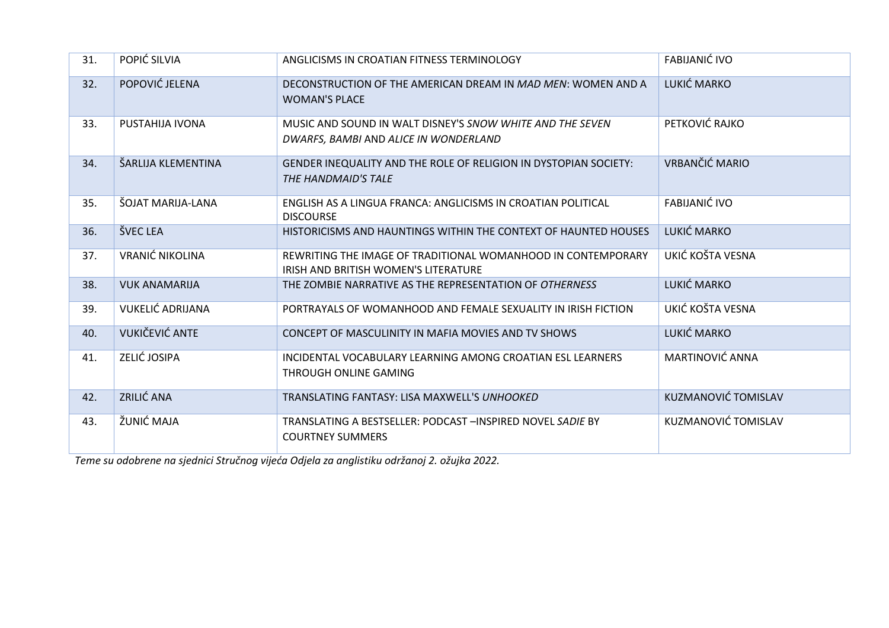| 31. | POPIĆ SILVIA | ANGLICISMS IN CROATIAN FITNESS TERMINOLOGY | FABIJANIĆ IVO |
|---|---|---|---|
| 32. | POPOVIĆ JELENA | DECONSTRUCTION OF THE AMERICAN DREAM IN *MAD MEN*: WOMEN AND A WOMAN'S PLACE | LUKIĆ MARKO |
| 33. | PUSTAHIJA IVONA | MUSIC AND SOUND IN WALT DISNEY'S *SNOW WHITE AND THE SEVEN DWARFS, BAMBI* AND *ALICE IN WONDERLAND* | PETKOVIĆ RAJKO |
| 34. | ŠARLIJA KLEMENTINA | GENDER INEQUALITY AND THE ROLE OF RELIGION IN DYSTOPIAN SOCIETY: *THE HANDMAID'S TALE* | VRBANČIĆ MARIO |
| 35. | ŠOJAT MARIJA-LANA | ENGLISH AS A LINGUA FRANCA: ANGLICISMS IN CROATIAN POLITICAL DISCOURSE | FABIJANIĆ IVO |
| 36. | ŠVEC LEA | HISTORICISMS AND HAUNTINGS WITHIN THE CONTEXT OF HAUNTED HOUSES | LUKIĆ MARKO |
| 37. | VRANIĆ NIKOLINA | REWRITING THE IMAGE OF TRADITIONAL WOMANHOOD IN CONTEMPORARY IRISH AND BRITISH WOMEN'S LITERATURE | UKIĆ KOŠTA VESNA |
| 38. | VUK ANAMARIJA | THE ZOMBIE NARRATIVE AS THE REPRESENTATION OF *OTHERNESS* | LUKIĆ MARKO |
| 39. | VUKELIĆ ADRIJANA | PORTRAYALS OF WOMANHOOD AND FEMALE SEXUALITY IN IRISH FICTION | UKIĆ KOŠTA VESNA |
| 40. | VUKIČEVIĆ ANTE | CONCEPT OF MASCULINITY IN MAFIA MOVIES AND TV SHOWS | LUKIĆ MARKO |
| 41. | ZELIĆ JOSIPA | INCIDENTAL VOCABULARY LEARNING AMONG CROATIAN ESL LEARNERS THROUGH ONLINE GAMING | MARTINOVIĆ ANNA |
| 42. | ZRILIĆ ANA | TRANSLATING FANTASY: LISA MAXWELL'S *UNHOOKED* | KUZMANOVIĆ TOMISLAV |
| 43. | ŽUNIĆ MAJA | TRANSLATING A BESTSELLER: PODCAST –INSPIRED NOVEL *SADIE* BY COURTNEY SUMMERS | KUZMANOVIĆ TOMISLAV |

*Teme su odobrene na sjednici Stručnog vijeća Odjela za anglistiku održanoj 2. ožujka 2022.*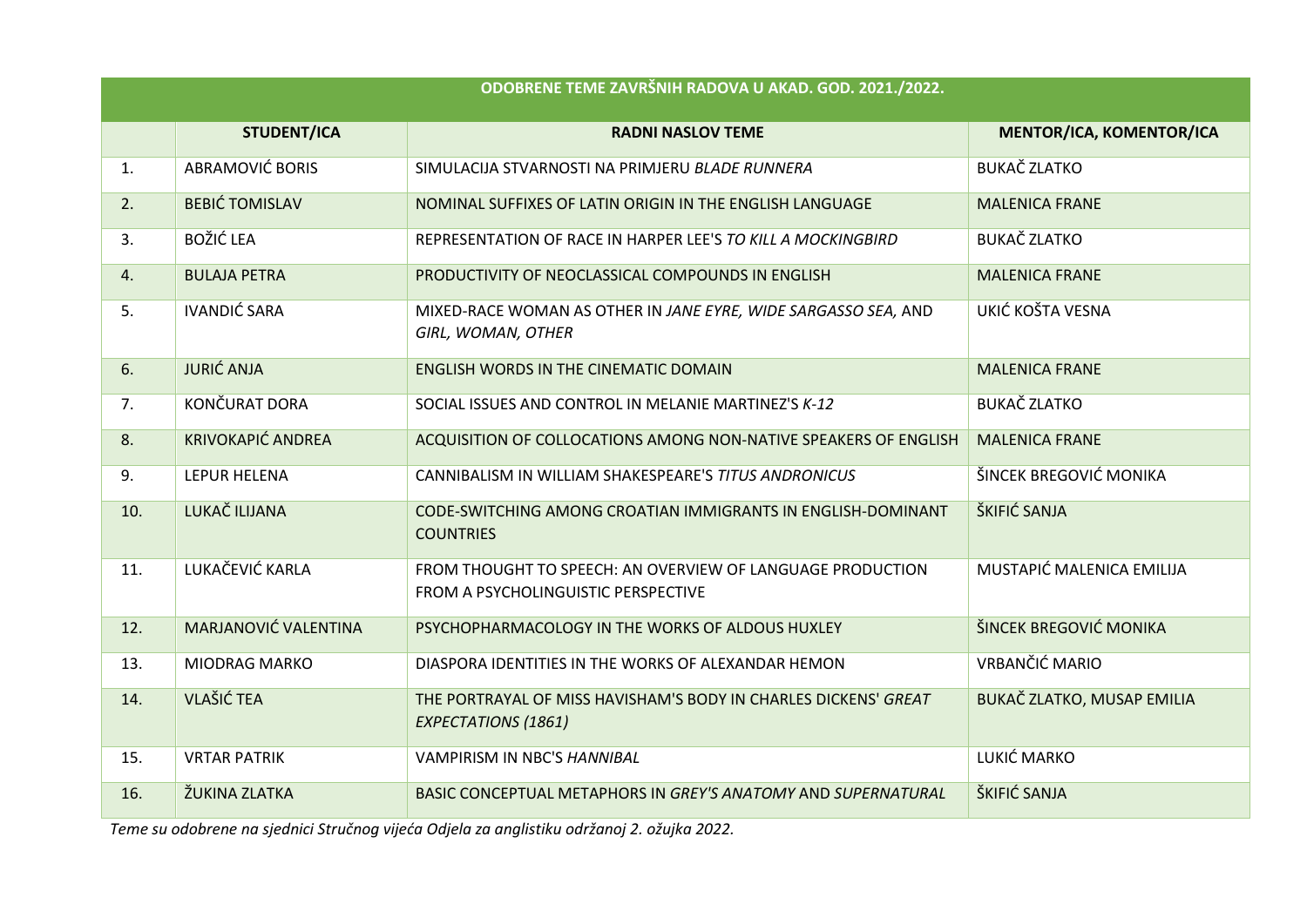| ODOBRENE TEME ZAVRŠNIH RADOVA U AKAD. GOD. 2021./2022. | | | |
|---|---|---|---|
| | **STUDENT/ICA** | **RADNI NASLOV TEME** | **MENTOR/ICA, KOMENTOR/ICA** |
| 1. | ABRAMOVIĆ BORIS | SIMULACIJA STVARNOSTI NA PRIMJERU *BLADE RUNNERA* | BUKAČ ZLATKO |
| 2. | BEBIĆ TOMISLAV | NOMINAL SUFFIXES OF LATIN ORIGIN IN THE ENGLISH LANGUAGE | MALENICA FRANE |
| 3. | BOŽIĆ LEA | REPRESENTATION OF RACE IN HARPER LEE'S *TO KILL A MOCKINGBIRD* | BUKAČ ZLATKO |
| 4. | BULAJA PETRA | PRODUCTIVITY OF NEOCLASSICAL COMPOUNDS IN ENGLISH | MALENICA FRANE |
| 5. | IVANDIĆ SARA | MIXED-RACE WOMAN AS OTHER IN *JANE EYRE, WIDE SARGASSO SEA,* AND *GIRL, WOMAN, OTHER* | UKIĆ KOŠTA VESNA |
| 6. | JURIĆ ANJA | ENGLISH WORDS IN THE CINEMATIC DOMAIN | MALENICA FRANE |
| 7. | KONČURAT DORA | SOCIAL ISSUES AND CONTROL IN MELANIE MARTINEZ'S *K-12* | BUKAČ ZLATKO |
| 8. | KRIVOKAPIĆ ANDREA | ACQUISITION OF COLLOCATIONS AMONG NON-NATIVE SPEAKERS OF ENGLISH | MALENICA FRANE |
| 9. | LEPUR HELENA | CANNIBALISM IN WILLIAM SHAKESPEARE'S *TITUS ANDRONICUS* | ŠINCEK BREGOVIĆ MONIKA |
| 10. | LUKAČ ILIJANA | CODE-SWITCHING AMONG CROATIAN IMMIGRANTS IN ENGLISH-DOMINANT COUNTRIES | ŠKIFIĆ SANJA |
| 11. | LUKAČEVIĆ KARLA | FROM THOUGHT TO SPEECH: AN OVERVIEW OF LANGUAGE PRODUCTION FROM A PSYCHOLINGUISTIC PERSPECTIVE | MUSTAPIĆ MALENICA EMILIJA |
| 12. | MARJANOVIĆ VALENTINA | PSYCHOPHARMACOLOGY IN THE WORKS OF ALDOUS HUXLEY | ŠINCEK BREGOVIĆ MONIKA |
| 13. | MIODRAG MARKO | DIASPORA IDENTITIES IN THE WORKS OF ALEXANDAR HEMON | VRBANČIĆ MARIO |
| 14. | VLAŠIĆ TEA | THE PORTRAYAL OF MISS HAVISHAM'S BODY IN CHARLES DICKENS' *GREAT EXPECTATIONS (1861)* | BUKAČ ZLATKO, MUSAP EMILIA |
| 15. | VRTAR PATRIK | VAMPIRISM IN NBC'S *HANNIBAL* | LUKIĆ MARKO |
| 16. | ŽUKINA ZLATKA | BASIC CONCEPTUAL METAPHORS IN *GREY'S ANATOMY* AND *SUPERNATURAL* | ŠKIFIĆ SANJA |

*Teme su odobrene na sjednici Stručnog vijeća Odjela za anglistiku održanoj 2. ožujka 2022.*